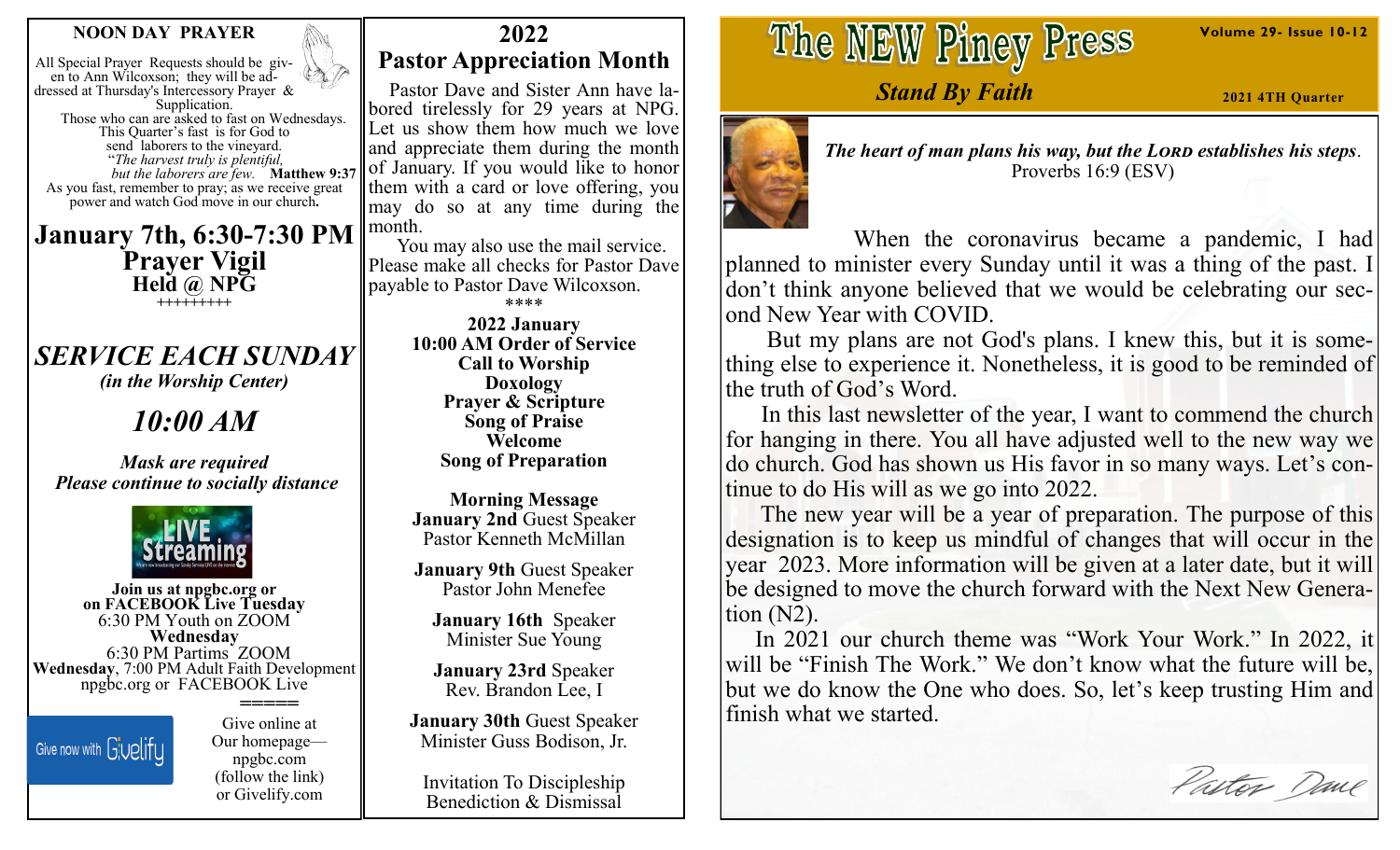## NOON DAY PRAYER

All Special Prayer Requests should be given to Ann Wilcoxon; they will be addressed at Thursday's Intercessory Prayer & Supplication.

Those who can are asked to fast on Wednesdays. This Quarter's fast is for God to send laborers to the vineyard.

"*The harvest truly is plentiful, but the laborers are few.*" **Matthew 9:37**

As you fast, remember to pray; as we receive great power and watch God move in our church**.**

# January 7th, 6:30-7:30 PM
## Prayer Vigil
**Held @ NPG**

+++++++++

# *SERVICE EACH SUNDAY*
*(in the Worship Center)*

# *10:00 AM*

***Mask are required***
***Please continue to socially distance***

LIVE Streaming

**Join us at npgbc.org or on FACEBOOK Live Tuesday**
6:30 PM Youth on ZOOM
**Wednesday**
6:30 PM Partims ZOOM
**Wednesday**, 7:00 PM Adult Faith Development
npgbc.org or FACEBOOK Live

=====

Give now with Givelify

Give online at Our homepage— npgbc.com (follow the link) or Givelify.com

## 2022
## Pastor Appreciation Month

Pastor Dave and Sister Ann have labored tirelessly for 29 years at NPG. Let us show them how much we love and appreciate them during the month of January. If you would like to honor them with a card or love offering, you may do so at any time during the month.

You may also use the mail service. Please make all checks for Pastor Dave payable to Pastor Dave Wilcoxson.

\*\*\*\*

**2022 January**
**10:00 AM Order of Service**
**Call to Worship**
**Doxology**
**Prayer & Scripture**
**Song of Praise**
**Welcome**
**Song of Preparation**

**Morning Message**
**January 2nd** Guest Speaker
Pastor Kenneth McMillan

**January 9th** Guest Speaker
Pastor John Menefee

**January 16th** Speaker
Minister Sue Young

**January 23rd** Speaker
Rev. Brandon Lee, I

**January 30th** Guest Speaker
Minister Guss Bodison, Jr.

Invitation To Discipleship
Benediction & Dismissal

# The NEW Piney Press

**Volume 29- Issue 10-12**

## *Stand By Faith*

**2021 4TH Quarter**

***The heart of man plans his way, but the LORD establishes his steps*.** Proverbs 16:9 (ESV)

When the coronavirus became a pandemic, I had planned to minister every Sunday until it was a thing of the past. I don't think anyone believed that we would be celebrating our second New Year with COVID.

But my plans are not God's plans. I knew this, but it is something else to experience it. Nonetheless, it is good to be reminded of the truth of God's Word.

In this last newsletter of the year, I want to commend the church for hanging in there. You all have adjusted well to the new way we do church. God has shown us His favor in so many ways. Let's continue to do His will as we go into 2022.

The new year will be a year of preparation. The purpose of this designation is to keep us mindful of changes that will occur in the year 2023. More information will be given at a later date, but it will be designed to move the church forward with the Next New Generation (N2).

In 2021 our church theme was "Work Your Work." In 2022, it will be "Finish The Work." We don't know what the future will be, but we do know the One who does. So, let's keep trusting Him and finish what we started.

Pastor Dave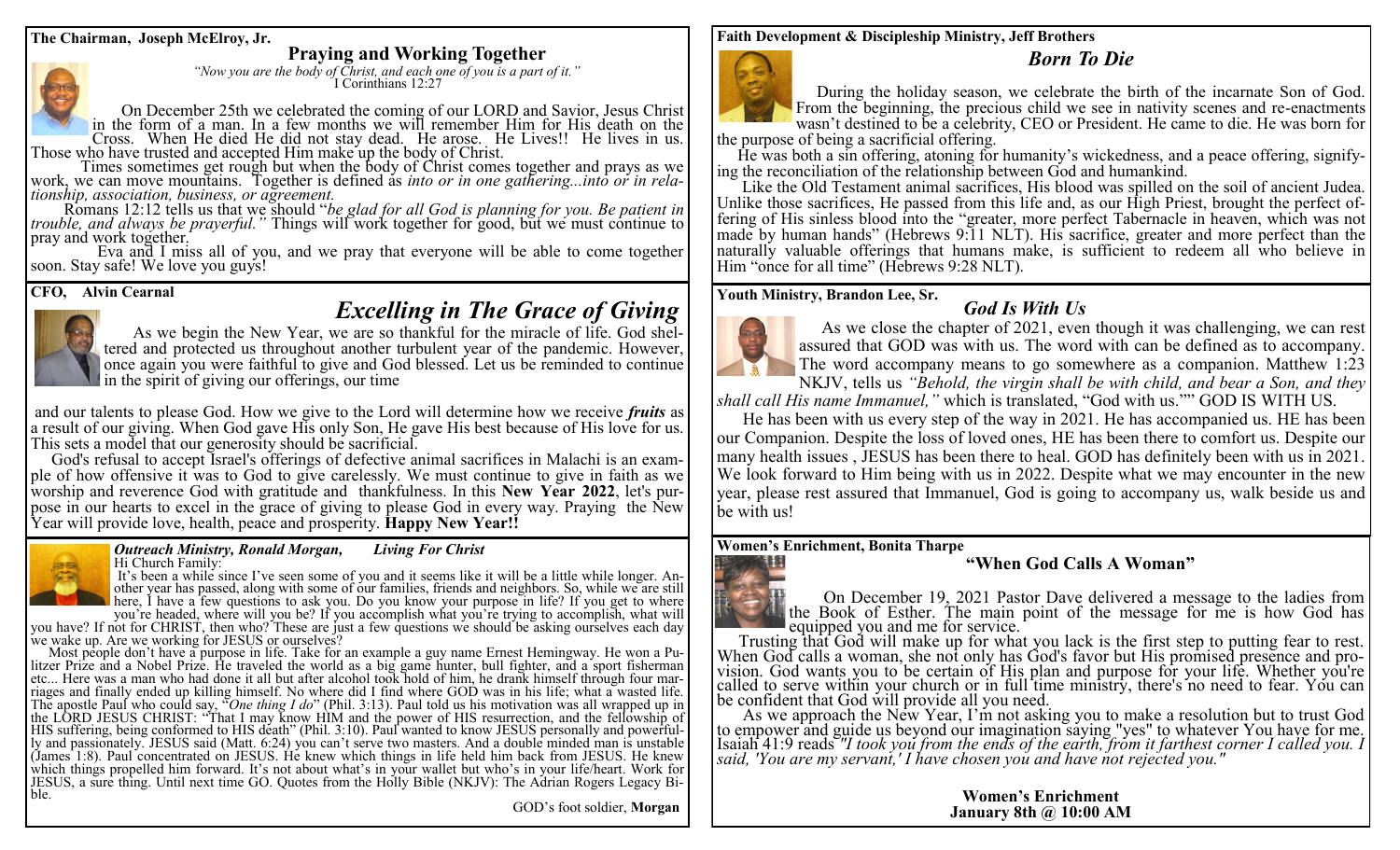**The Chairman, Joseph McElroy, Jr.**

## Praying and Working Together

*"Now you are the body of Christ, and each one of you is a part of it."*
I Corinthians 12:27

On December 25th we celebrated the coming of our LORD and Savior, Jesus Christ in the form of a man. In a few months we will remember Him for His death on the Cross. When He died He did not stay dead. He arose. He Lives!! He lives in us. Those who have trusted and accepted Him make up the body of Christ.

Times sometimes get rough but when the body of Christ comes together and prays as we work, we can move mountains. Together is defined as *into or in one gathering...into or in relationship, association, business, or agreement.*

Romans 12:12 tells us that we should "*be glad for all God is planning for you. Be patient in trouble, and always be prayerful."* Things will work together for good, but we must continue to pray and work together.

Eva and I miss all of you, and we pray that everyone will be able to come together soon. Stay safe! We love you guys!

**CFO, Alvin Cearnal**

## *Excelling in The Grace of Giving*

As we begin the New Year, we are so thankful for the miracle of life. God sheltered and protected us throughout another turbulent year of the pandemic. However, once again you were faithful to give and God blessed. Let us be reminded to continue in the spirit of giving our offerings, our time and our talents to please God. How we give to the Lord will determine how we receive ***fruits*** as a result of our giving. When God gave His only Son, He gave His best because of His love for us. This sets a model that our generosity should be sacrificial.

God's refusal to accept Israel's offerings of defective animal sacrifices in Malachi is an example of how offensive it was to God to give carelessly. We must continue to give in faith as we worship and reverence God with gratitude and thankfulness. In this **New Year 2022**, let's purpose in our hearts to excel in the grace of giving to please God in every way. Praying the New Year will provide love, health, peace and prosperity. **Happy New Year!!**

***Outreach Ministry, Ronald Morgan,*** ***Living For Christ***

Hi Church Family:

It's been a while since I've seen some of you and it seems like it will be a little while longer. Another year has passed, along with some of our families, friends and neighbors. So, while we are still here, I have a few questions to ask you. Do you know your purpose in life? If you get to where you're headed, where will you be? If you accomplish what you're trying to accomplish, what will you have? If not for CHRIST, then who? These are just a few questions we should be asking ourselves each day we wake up. Are we working for JESUS or ourselves?

Most people don't have a purpose in life. Take for an example a guy name Ernest Hemingway. He won a Pulitzer Prize and a Nobel Prize. He traveled the world as a big game hunter, bull fighter, and a sport fisherman etc... Here was a man who had done it all but after alcohol took hold of him, he drank himself through four marriages and finally ended up killing himself. No where did I find where GOD was in his life; what a wasted life. The apostle Paul who could say, "*One thing I do*" (Phil. 3:13). Paul told us his motivation was all wrapped up in the LORD JESUS CHRIST: "That I may know HIM and the power of HIS resurrection, and the fellowship of HIS suffering, being conformed to HIS death" (Phil. 3:10). Paul wanted to know JESUS personally and powerfully and passionately. JESUS said (Matt. 6:24) you can't serve two masters. And a double minded man is unstable (James 1:8). Paul concentrated on JESUS. He knew which things in life held him back from JESUS. He knew which things propelled him forward. It's not about what's in your wallet but who's in your life/heart. Work for JESUS, a sure thing. Until next time GO. Quotes from the Holly Bible (NKJV): The Adrian Rogers Legacy Bible.

GOD's foot soldier, **Morgan**

**Faith Development & Discipleship Ministry, Jeff Brothers**

## *Born To Die*

During the holiday season, we celebrate the birth of the incarnate Son of God. From the beginning, the precious child we see in nativity scenes and re-enactments wasn't destined to be a celebrity, CEO or President. He came to die. He was born for the purpose of being a sacrificial offering.

He was both a sin offering, atoning for humanity's wickedness, and a peace offering, signifying the reconciliation of the relationship between God and humankind.

Like the Old Testament animal sacrifices, His blood was spilled on the soil of ancient Judea. Unlike those sacrifices, He passed from this life and, as our High Priest, brought the perfect offering of His sinless blood into the "greater, more perfect Tabernacle in heaven, which was not made by human hands" (Hebrews 9:11 NLT). His sacrifice, greater and more perfect than the naturally valuable offerings that humans make, is sufficient to redeem all who believe in Him "once for all time" (Hebrews 9:28 NLT).

**Youth Ministry, Brandon Lee, Sr.**

## *God Is With Us*

As we close the chapter of 2021, even though it was challenging, we can rest assured that GOD was with us. The word with can be defined as to accompany. The word accompany means to go somewhere as a companion. Matthew 1:23 NKJV, tells us *"Behold, the virgin shall be with child, and bear a Son, and they shall call His name Immanuel,"* which is translated, "God with us."" GOD IS WITH US.

He has been with us every step of the way in 2021. He has accompanied us. HE has been our Companion. Despite the loss of loved ones, HE has been there to comfort us. Despite our many health issues , JESUS has been there to heal. GOD has definitely been with us in 2021. We look forward to Him being with us in 2022. Despite what we may encounter in the new year, please rest assured that Immanuel, God is going to accompany us, walk beside us and be with us!

**Women's Enrichment, Bonita Tharpe**

## "When God Calls A Woman"

On December 19, 2021 Pastor Dave delivered a message to the ladies from the Book of Esther. The main point of the message for me is how God has equipped you and me for service.

Trusting that God will make up for what you lack is the first step to putting fear to rest. When God calls a woman, she not only has God's favor but His promised presence and provision. God wants you to be certain of His plan and purpose for your life. Whether you're called to serve within your church or in full time ministry, there's no need to fear. You can be confident that God will provide all you need.

As we approach the New Year, I'm not asking you to make a resolution but to trust God to empower and guide us beyond our imagination saying "yes" to whatever You have for me. Isaiah 41:9 reads *"I took you from the ends of the earth, from it farthest corner I called you. I said, 'You are my servant,' I have chosen you and have not rejected you."*

**Women's Enrichment**
**January 8th @ 10:00 AM**